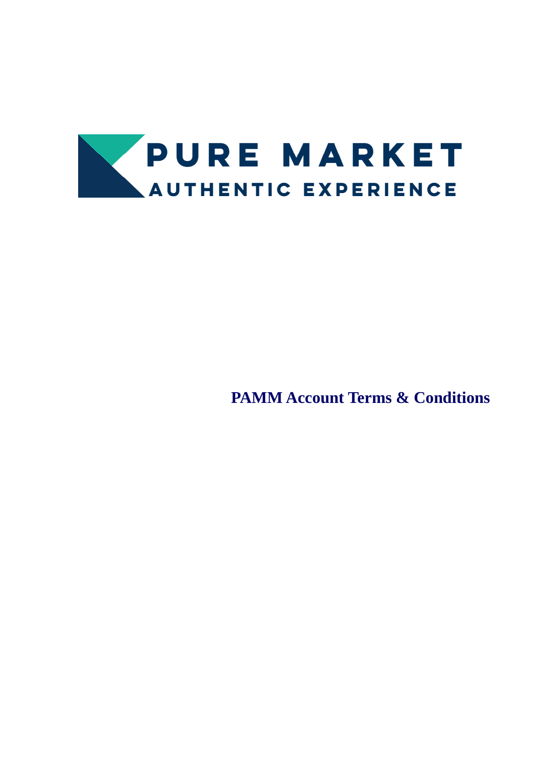PURE MARKET

AUTHENTIC EXPERIENCE

# PAMM Account Terms & Conditions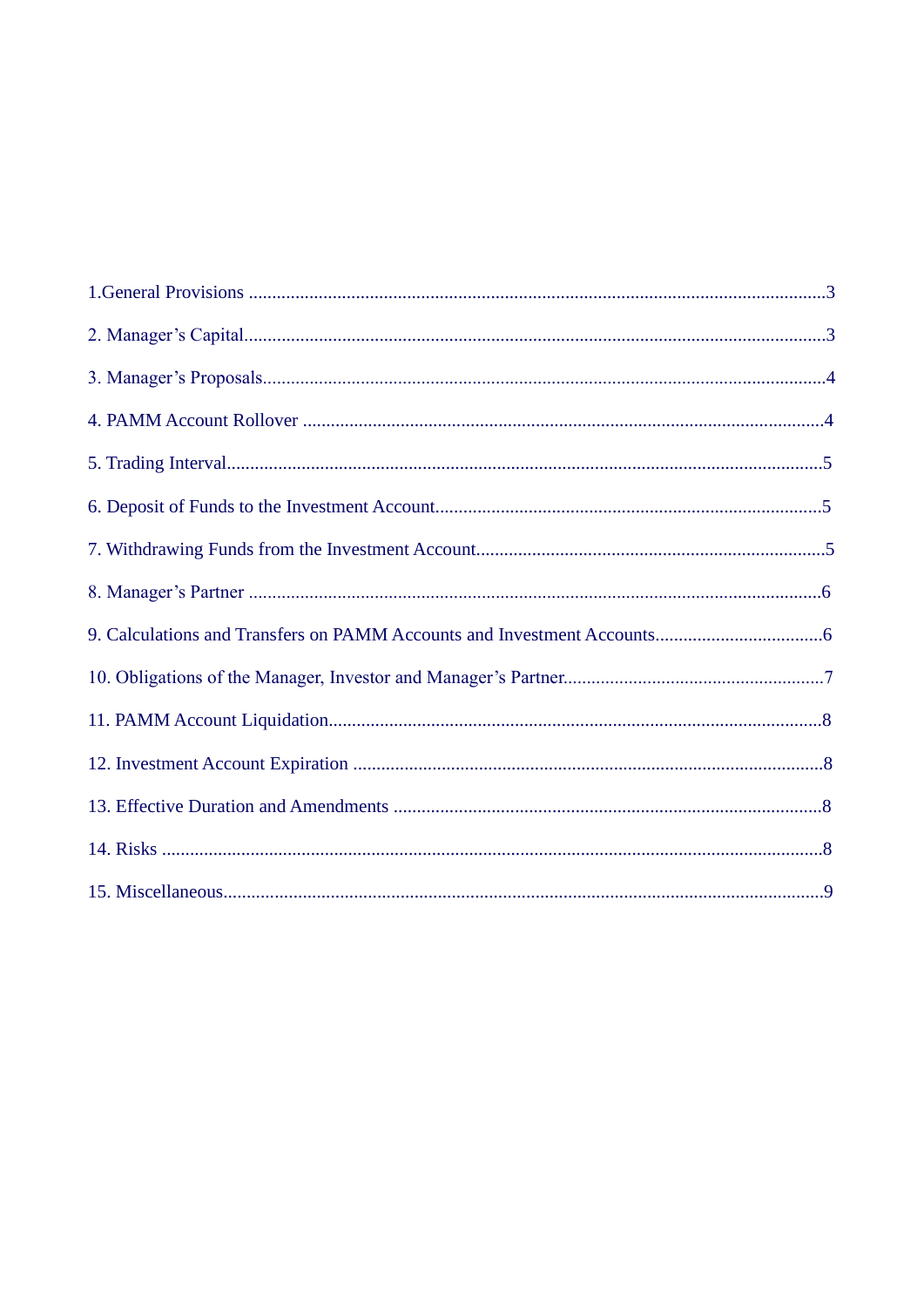1.General Provisions ...........................................................................................................3

2. Manager's Capital...........................................................................................................3

3. Manager's Proposals.......................................................................................................4

4. PAMM Account Rollover ...............................................................................................4

5. Trading Interval...............................................................................................................5

6. Deposit of Funds to the Investment Account..................................................................5

7. Withdrawing Funds from the Investment Account..........................................................5

8. Manager's Partner ...........................................................................................................6

9. Calculations and Transfers on PAMM Accounts and Investment Accounts...................6

10. Obligations of the Manager, Investor and Manager's Partner.......................................7

11. PAMM Account Liquidation.........................................................................................8

12. Investment Account Expiration .....................................................................................8

13. Effective Duration and Amendments ............................................................................8

14. Risks .............................................................................................................................8

15. Miscellaneous................................................................................................................9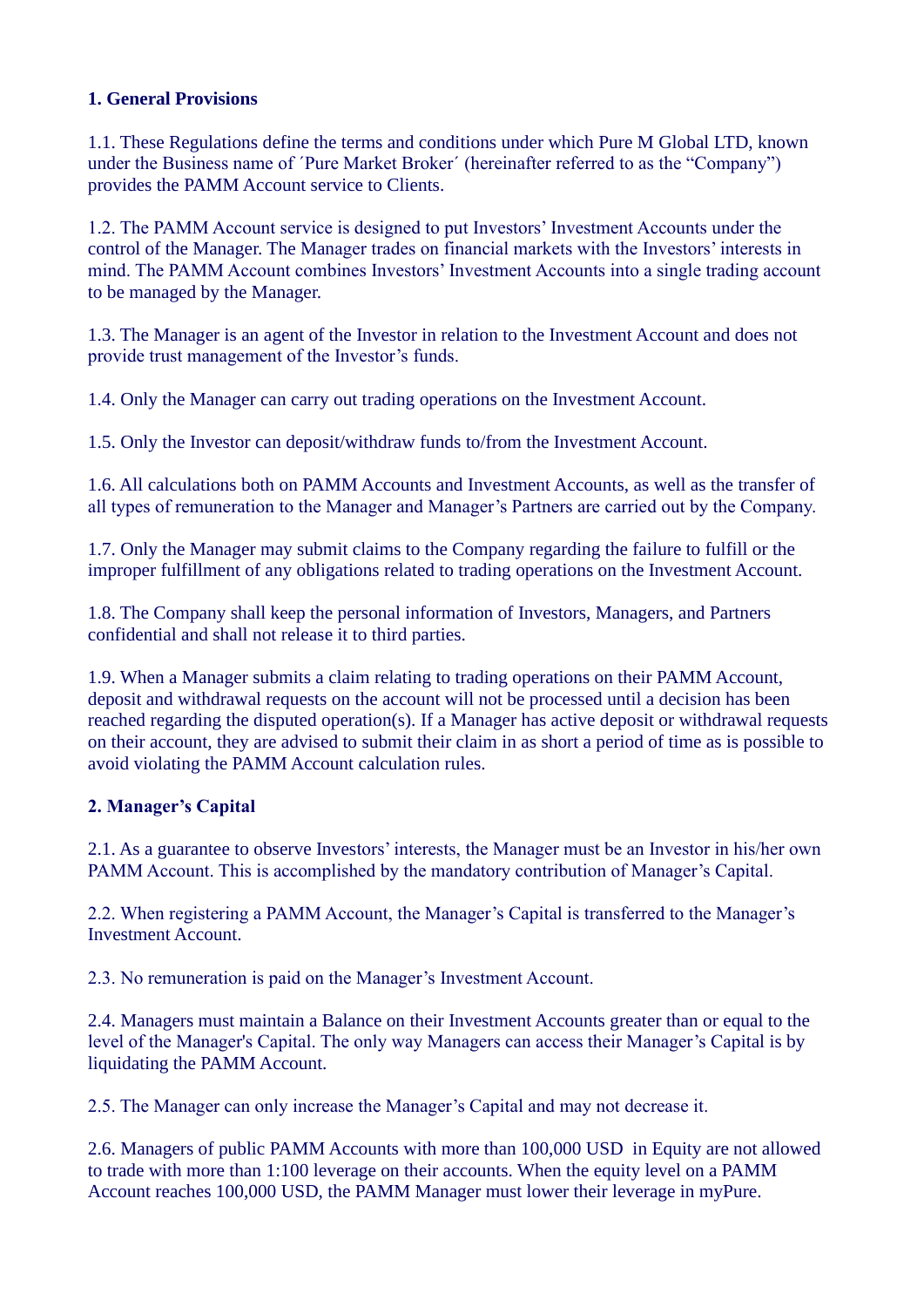## 1. General Provisions

1.1. These Regulations define the terms and conditions under which Pure M Global LTD, known under the Business name of ´Pure Market Broker´ (hereinafter referred to as the "Company") provides the PAMM Account service to Clients.

1.2. The PAMM Account service is designed to put Investors' Investment Accounts under the control of the Manager. The Manager trades on financial markets with the Investors' interests in mind. The PAMM Account combines Investors' Investment Accounts into a single trading account to be managed by the Manager.

1.3. The Manager is an agent of the Investor in relation to the Investment Account and does not provide trust management of the Investor's funds.

1.4. Only the Manager can carry out trading operations on the Investment Account.

1.5. Only the Investor can deposit/withdraw funds to/from the Investment Account.

1.6. All calculations both on PAMM Accounts and Investment Accounts, as well as the transfer of all types of remuneration to the Manager and Manager's Partners are carried out by the Company.

1.7. Only the Manager may submit claims to the Company regarding the failure to fulfill or the improper fulfillment of any obligations related to trading operations on the Investment Account.

1.8. The Company shall keep the personal information of Investors, Managers, and Partners confidential and shall not release it to third parties.

1.9. When a Manager submits a claim relating to trading operations on their PAMM Account, deposit and withdrawal requests on the account will not be processed until a decision has been reached regarding the disputed operation(s). If a Manager has active deposit or withdrawal requests on their account, they are advised to submit their claim in as short a period of time as is possible to avoid violating the PAMM Account calculation rules.

## 2. Manager's Capital

2.1. As a guarantee to observe Investors' interests, the Manager must be an Investor in his/her own PAMM Account. This is accomplished by the mandatory contribution of Manager's Capital.

2.2. When registering a PAMM Account, the Manager's Capital is transferred to the Manager's Investment Account.

2.3. No remuneration is paid on the Manager's Investment Account.

2.4. Managers must maintain a Balance on their Investment Accounts greater than or equal to the level of the Manager's Capital. The only way Managers can access their Manager's Capital is by liquidating the PAMM Account.

2.5. The Manager can only increase the Manager's Capital and may not decrease it.

2.6. Managers of public PAMM Accounts with more than 100,000 USD in Equity are not allowed to trade with more than 1:100 leverage on their accounts. When the equity level on a PAMM Account reaches 100,000 USD, the PAMM Manager must lower their leverage in myPure.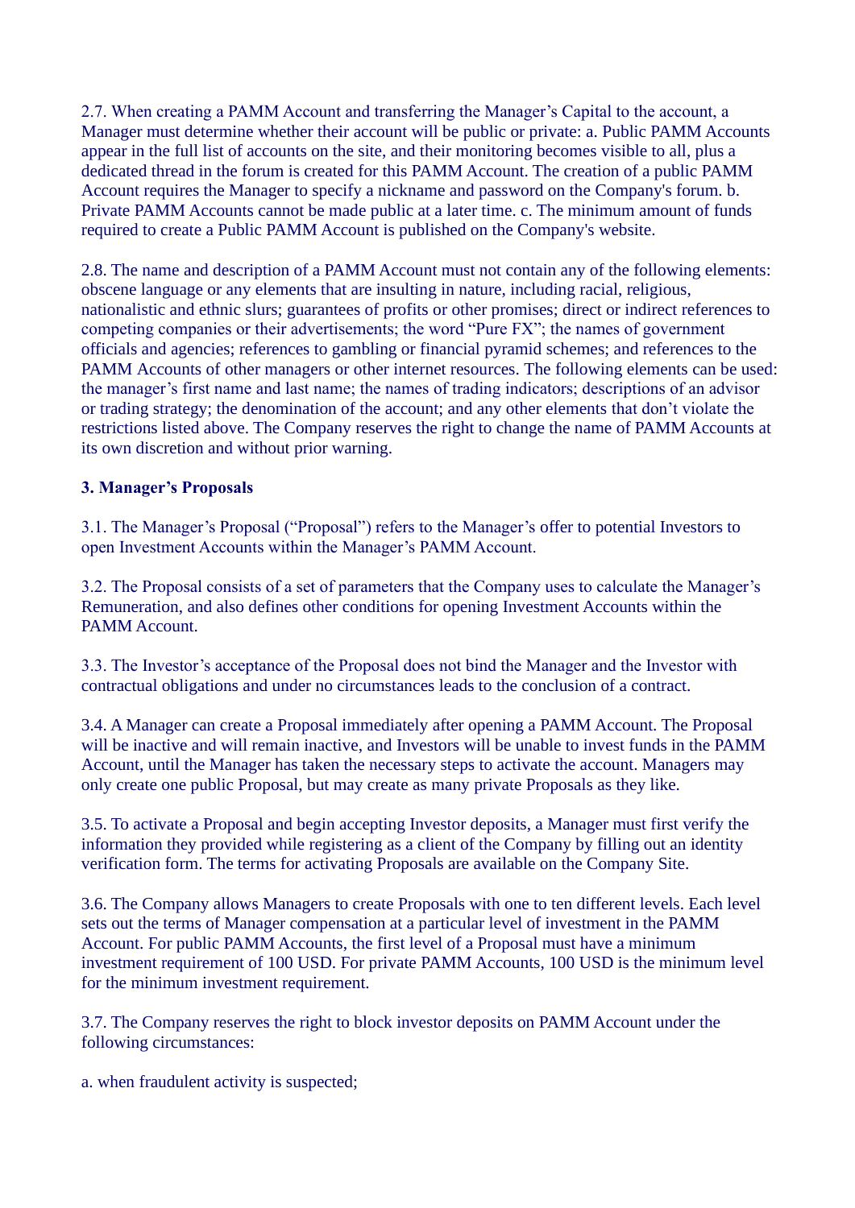2.7. When creating a PAMM Account and transferring the Manager's Capital to the account, a Manager must determine whether their account will be public or private: a. Public PAMM Accounts appear in the full list of accounts on the site, and their monitoring becomes visible to all, plus a dedicated thread in the forum is created for this PAMM Account. The creation of a public PAMM Account requires the Manager to specify a nickname and password on the Company's forum. b. Private PAMM Accounts cannot be made public at a later time. c. The minimum amount of funds required to create a Public PAMM Account is published on the Company's website.

2.8. The name and description of a PAMM Account must not contain any of the following elements: obscene language or any elements that are insulting in nature, including racial, religious, nationalistic and ethnic slurs; guarantees of profits or other promises; direct or indirect references to competing companies or their advertisements; the word "Pure FX"; the names of government officials and agencies; references to gambling or financial pyramid schemes; and references to the PAMM Accounts of other managers or other internet resources. The following elements can be used: the manager's first name and last name; the names of trading indicators; descriptions of an advisor or trading strategy; the denomination of the account; and any other elements that don't violate the restrictions listed above. The Company reserves the right to change the name of PAMM Accounts at its own discretion and without prior warning.

**3. Manager's Proposals**

3.1. The Manager's Proposal ("Proposal") refers to the Manager's offer to potential Investors to open Investment Accounts within the Manager's PAMM Account.

3.2. The Proposal consists of a set of parameters that the Company uses to calculate the Manager's Remuneration, and also defines other conditions for opening Investment Accounts within the PAMM Account.

3.3. The Investor's acceptance of the Proposal does not bind the Manager and the Investor with contractual obligations and under no circumstances leads to the conclusion of a contract.

3.4. A Manager can create a Proposal immediately after opening a PAMM Account. The Proposal will be inactive and will remain inactive, and Investors will be unable to invest funds in the PAMM Account, until the Manager has taken the necessary steps to activate the account. Managers may only create one public Proposal, but may create as many private Proposals as they like.

3.5. To activate a Proposal and begin accepting Investor deposits, a Manager must first verify the information they provided while registering as a client of the Company by filling out an identity verification form. The terms for activating Proposals are available on the Company Site.

3.6. The Company allows Managers to create Proposals with one to ten different levels. Each level sets out the terms of Manager compensation at a particular level of investment in the PAMM Account. For public PAMM Accounts, the first level of a Proposal must have a minimum investment requirement of 100 USD. For private PAMM Accounts, 100 USD is the minimum level for the minimum investment requirement.

3.7. The Company reserves the right to block investor deposits on PAMM Account under the following circumstances:

a. when fraudulent activity is suspected;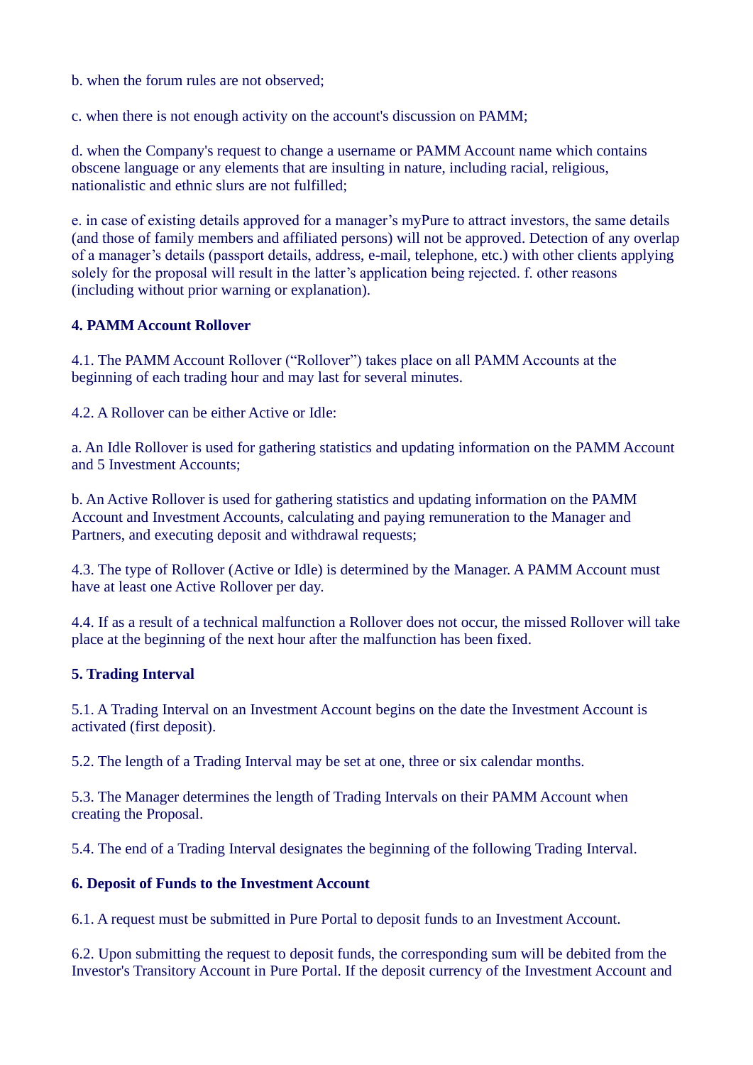b. when the forum rules are not observed;

c. when there is not enough activity on the account's discussion on PAMM;

d. when the Company's request to change a username or PAMM Account name which contains obscene language or any elements that are insulting in nature, including racial, religious, nationalistic and ethnic slurs are not fulfilled;

e. in case of existing details approved for a manager’s myPure to attract investors, the same details (and those of family members and affiliated persons) will not be approved. Detection of any overlap of a manager’s details (passport details, address, e-mail, telephone, etc.) with other clients applying solely for the proposal will result in the latter’s application being rejected. f. other reasons (including without prior warning or explanation).

**4. PAMM Account Rollover**

4.1. The PAMM Account Rollover (“Rollover”) takes place on all PAMM Accounts at the beginning of each trading hour and may last for several minutes.

4.2. A Rollover can be either Active or Idle:

a. An Idle Rollover is used for gathering statistics and updating information on the PAMM Account and 5 Investment Accounts;

b. An Active Rollover is used for gathering statistics and updating information on the PAMM Account and Investment Accounts, calculating and paying remuneration to the Manager and Partners, and executing deposit and withdrawal requests;

4.3. The type of Rollover (Active or Idle) is determined by the Manager. A PAMM Account must have at least one Active Rollover per day.

4.4. If as a result of a technical malfunction a Rollover does not occur, the missed Rollover will take place at the beginning of the next hour after the malfunction has been fixed.

**5. Trading Interval**

5.1. A Trading Interval on an Investment Account begins on the date the Investment Account is activated (first deposit).

5.2. The length of a Trading Interval may be set at one, three or six calendar months.

5.3. The Manager determines the length of Trading Intervals on their PAMM Account when creating the Proposal.

5.4. The end of a Trading Interval designates the beginning of the following Trading Interval.

**6. Deposit of Funds to the Investment Account**

6.1. A request must be submitted in Pure Portal to deposit funds to an Investment Account.

6.2. Upon submitting the request to deposit funds, the corresponding sum will be debited from the Investor's Transitory Account in Pure Portal. If the deposit currency of the Investment Account and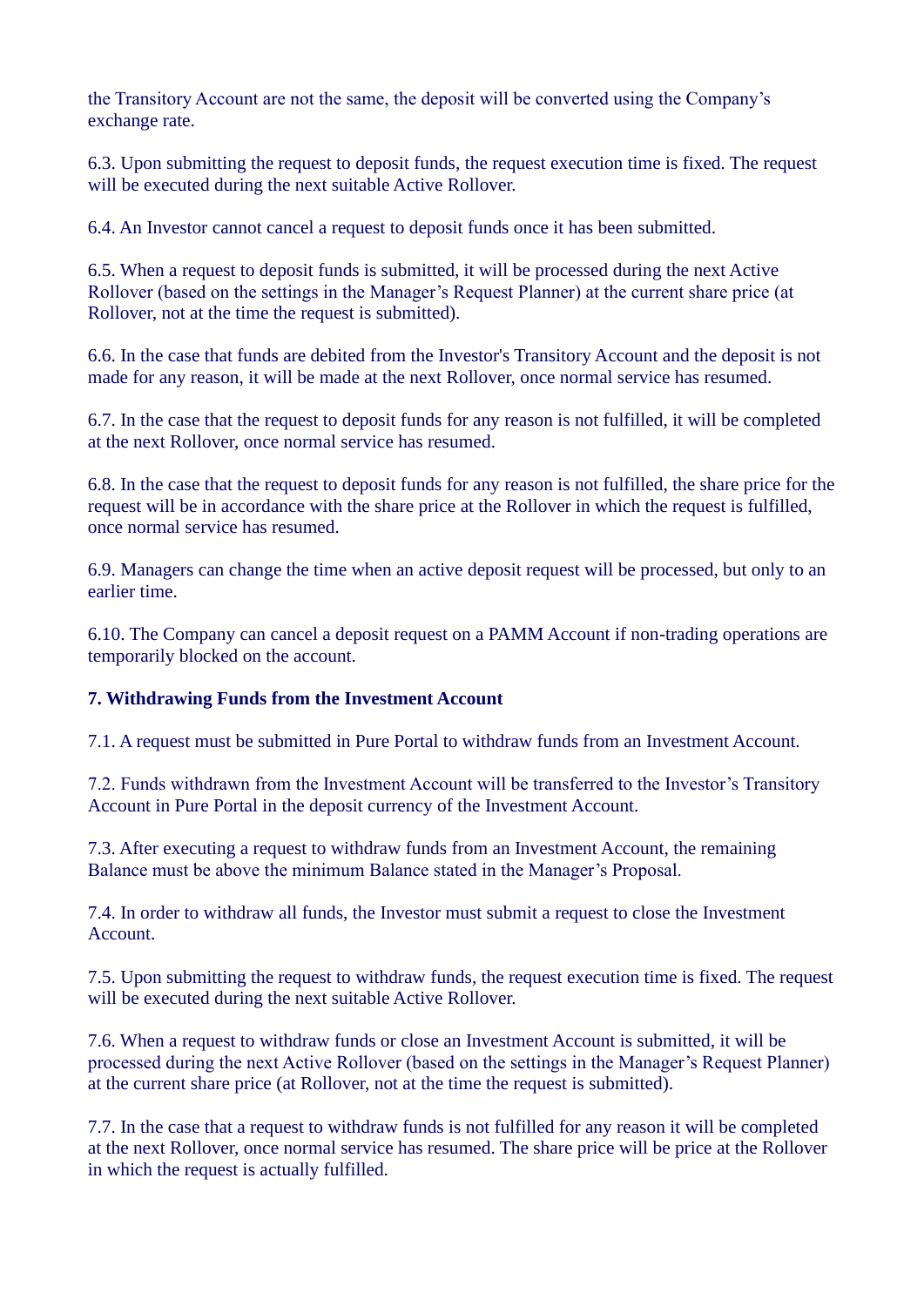the Transitory Account are not the same, the deposit will be converted using the Company's exchange rate.

6.3. Upon submitting the request to deposit funds, the request execution time is fixed. The request will be executed during the next suitable Active Rollover.

6.4. An Investor cannot cancel a request to deposit funds once it has been submitted.

6.5. When a request to deposit funds is submitted, it will be processed during the next Active Rollover (based on the settings in the Manager's Request Planner) at the current share price (at Rollover, not at the time the request is submitted).

6.6. In the case that funds are debited from the Investor's Transitory Account and the deposit is not made for any reason, it will be made at the next Rollover, once normal service has resumed.

6.7. In the case that the request to deposit funds for any reason is not fulfilled, it will be completed at the next Rollover, once normal service has resumed.

6.8. In the case that the request to deposit funds for any reason is not fulfilled, the share price for the request will be in accordance with the share price at the Rollover in which the request is fulfilled, once normal service has resumed.

6.9. Managers can change the time when an active deposit request will be processed, but only to an earlier time.

6.10. The Company can cancel a deposit request on a PAMM Account if non-trading operations are temporarily blocked on the account.

**7. Withdrawing Funds from the Investment Account**

7.1. A request must be submitted in Pure Portal to withdraw funds from an Investment Account.

7.2. Funds withdrawn from the Investment Account will be transferred to the Investor's Transitory Account in Pure Portal in the deposit currency of the Investment Account.

7.3. After executing a request to withdraw funds from an Investment Account, the remaining Balance must be above the minimum Balance stated in the Manager's Proposal.

7.4. In order to withdraw all funds, the Investor must submit a request to close the Investment Account.

7.5. Upon submitting the request to withdraw funds, the request execution time is fixed. The request will be executed during the next suitable Active Rollover.

7.6. When a request to withdraw funds or close an Investment Account is submitted, it will be processed during the next Active Rollover (based on the settings in the Manager's Request Planner) at the current share price (at Rollover, not at the time the request is submitted).

7.7. In the case that a request to withdraw funds is not fulfilled for any reason it will be completed at the next Rollover, once normal service has resumed. The share price will be price at the Rollover in which the request is actually fulfilled.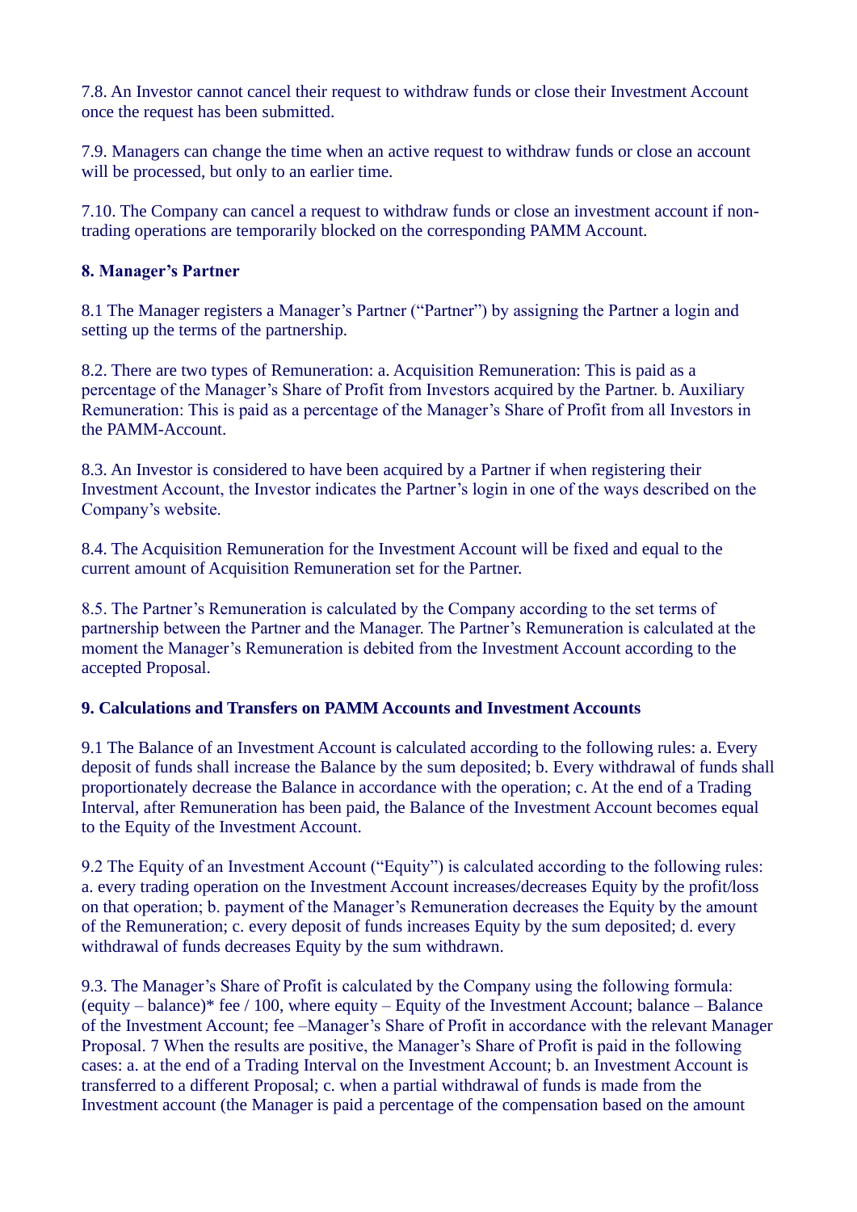7.8. An Investor cannot cancel their request to withdraw funds or close their Investment Account once the request has been submitted.

7.9. Managers can change the time when an active request to withdraw funds or close an account will be processed, but only to an earlier time.

7.10. The Company can cancel a request to withdraw funds or close an investment account if non-trading operations are temporarily blocked on the corresponding PAMM Account.

**8. Manager's Partner**

8.1 The Manager registers a Manager's Partner ("Partner") by assigning the Partner a login and setting up the terms of the partnership.

8.2. There are two types of Remuneration: a. Acquisition Remuneration: This is paid as a percentage of the Manager's Share of Profit from Investors acquired by the Partner. b. Auxiliary Remuneration: This is paid as a percentage of the Manager's Share of Profit from all Investors in the PAMM-Account.

8.3. An Investor is considered to have been acquired by a Partner if when registering their Investment Account, the Investor indicates the Partner's login in one of the ways described on the Company's website.

8.4. The Acquisition Remuneration for the Investment Account will be fixed and equal to the current amount of Acquisition Remuneration set for the Partner.

8.5. The Partner's Remuneration is calculated by the Company according to the set terms of partnership between the Partner and the Manager. The Partner's Remuneration is calculated at the moment the Manager's Remuneration is debited from the Investment Account according to the accepted Proposal.

**9. Calculations and Transfers on PAMM Accounts and Investment Accounts**

9.1 The Balance of an Investment Account is calculated according to the following rules: a. Every deposit of funds shall increase the Balance by the sum deposited; b. Every withdrawal of funds shall proportionately decrease the Balance in accordance with the operation; c. At the end of a Trading Interval, after Remuneration has been paid, the Balance of the Investment Account becomes equal to the Equity of the Investment Account.

9.2 The Equity of an Investment Account ("Equity") is calculated according to the following rules: a. every trading operation on the Investment Account increases/decreases Equity by the profit/loss on that operation; b. payment of the Manager's Remuneration decreases the Equity by the amount of the Remuneration; c. every deposit of funds increases Equity by the sum deposited; d. every withdrawal of funds decreases Equity by the sum withdrawn.

9.3. The Manager's Share of Profit is calculated by the Company using the following formula: (equity – balance)* fee / 100, where equity – Equity of the Investment Account; balance – Balance of the Investment Account; fee –Manager's Share of Profit in accordance with the relevant Manager Proposal. 7 When the results are positive, the Manager's Share of Profit is paid in the following cases: a. at the end of a Trading Interval on the Investment Account; b. an Investment Account is transferred to a different Proposal; c. when a partial withdrawal of funds is made from the Investment account (the Manager is paid a percentage of the compensation based on the amount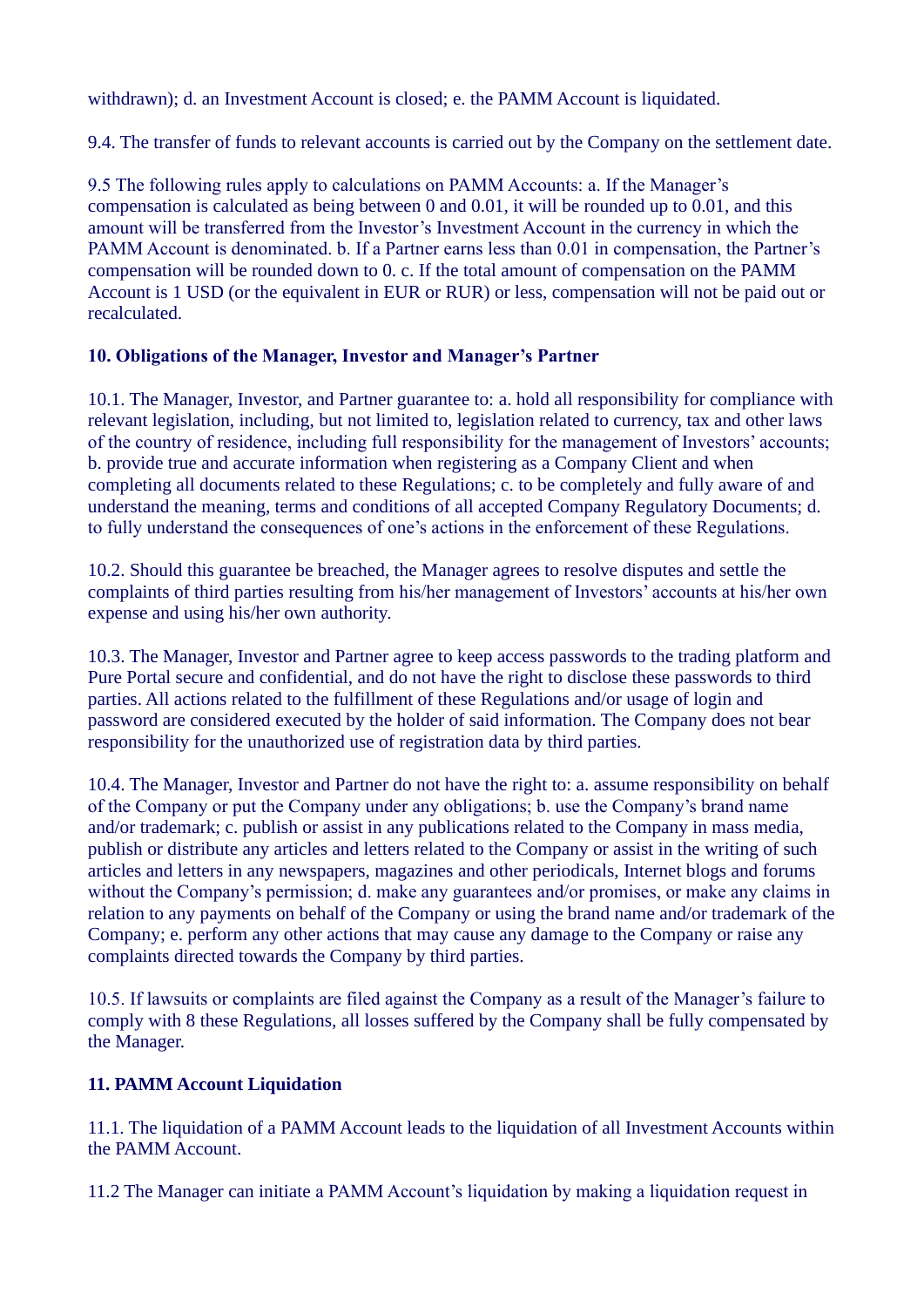withdrawn); d. an Investment Account is closed; e. the PAMM Account is liquidated.

9.4. The transfer of funds to relevant accounts is carried out by the Company on the settlement date.

9.5 The following rules apply to calculations on PAMM Accounts: a. If the Manager's compensation is calculated as being between 0 and 0.01, it will be rounded up to 0.01, and this amount will be transferred from the Investor's Investment Account in the currency in which the PAMM Account is denominated. b. If a Partner earns less than 0.01 in compensation, the Partner's compensation will be rounded down to 0. c. If the total amount of compensation on the PAMM Account is 1 USD (or the equivalent in EUR or RUR) or less, compensation will not be paid out or recalculated.

**10. Obligations of the Manager, Investor and Manager's Partner**

10.1. The Manager, Investor, and Partner guarantee to: a. hold all responsibility for compliance with relevant legislation, including, but not limited to, legislation related to currency, tax and other laws of the country of residence, including full responsibility for the management of Investors' accounts; b. provide true and accurate information when registering as a Company Client and when completing all documents related to these Regulations; c. to be completely and fully aware of and understand the meaning, terms and conditions of all accepted Company Regulatory Documents; d. to fully understand the consequences of one's actions in the enforcement of these Regulations.

10.2. Should this guarantee be breached, the Manager agrees to resolve disputes and settle the complaints of third parties resulting from his/her management of Investors' accounts at his/her own expense and using his/her own authority.

10.3. The Manager, Investor and Partner agree to keep access passwords to the trading platform and Pure Portal secure and confidential, and do not have the right to disclose these passwords to third parties. All actions related to the fulfillment of these Regulations and/or usage of login and password are considered executed by the holder of said information. The Company does not bear responsibility for the unauthorized use of registration data by third parties.

10.4. The Manager, Investor and Partner do not have the right to: a. assume responsibility on behalf of the Company or put the Company under any obligations; b. use the Company's brand name and/or trademark; c. publish or assist in any publications related to the Company in mass media, publish or distribute any articles and letters related to the Company or assist in the writing of such articles and letters in any newspapers, magazines and other periodicals, Internet blogs and forums without the Company's permission; d. make any guarantees and/or promises, or make any claims in relation to any payments on behalf of the Company or using the brand name and/or trademark of the Company; e. perform any other actions that may cause any damage to the Company or raise any complaints directed towards the Company by third parties.

10.5. If lawsuits or complaints are filed against the Company as a result of the Manager's failure to comply with 8 these Regulations, all losses suffered by the Company shall be fully compensated by the Manager.

**11. PAMM Account Liquidation**

11.1. The liquidation of a PAMM Account leads to the liquidation of all Investment Accounts within the PAMM Account.

11.2 The Manager can initiate a PAMM Account's liquidation by making a liquidation request in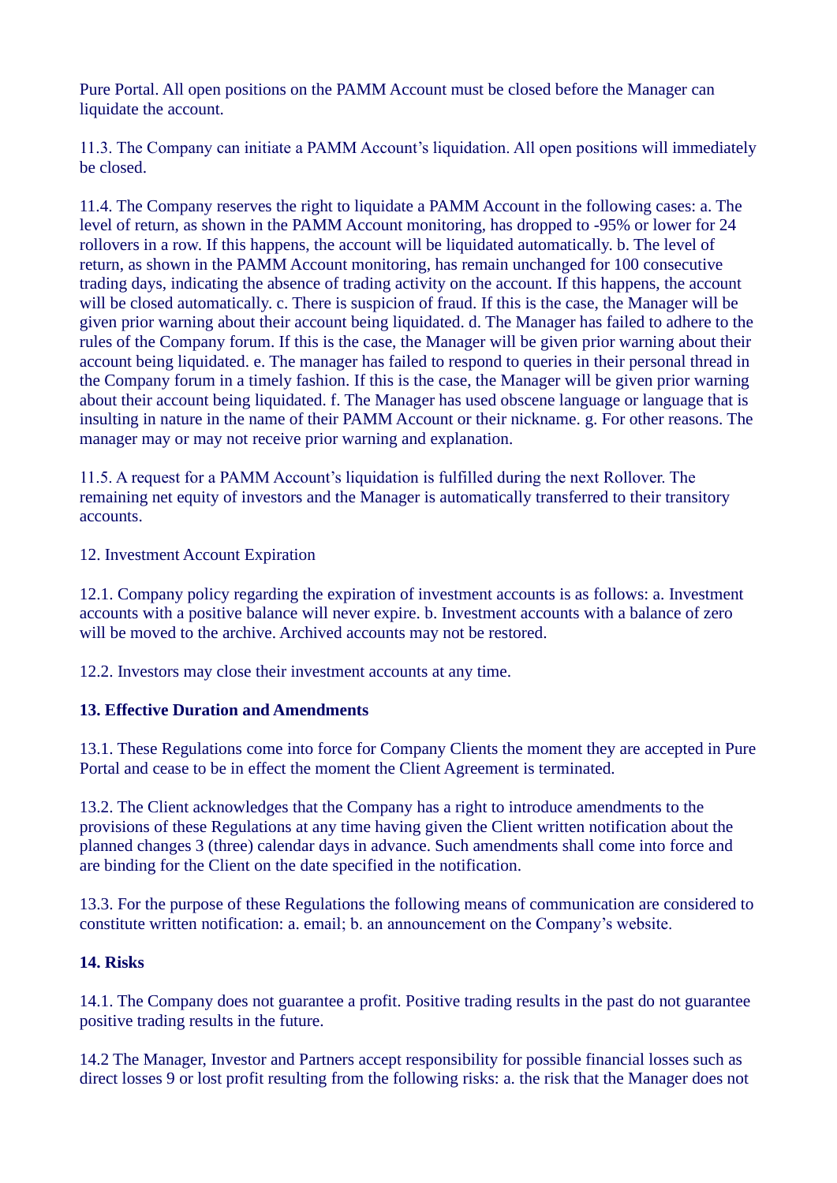Pure Portal. All open positions on the PAMM Account must be closed before the Manager can liquidate the account.

11.3. The Company can initiate a PAMM Account's liquidation. All open positions will immediately be closed.

11.4. The Company reserves the right to liquidate a PAMM Account in the following cases: a. The level of return, as shown in the PAMM Account monitoring, has dropped to -95% or lower for 24 rollovers in a row. If this happens, the account will be liquidated automatically. b. The level of return, as shown in the PAMM Account monitoring, has remain unchanged for 100 consecutive trading days, indicating the absence of trading activity on the account. If this happens, the account will be closed automatically. c. There is suspicion of fraud. If this is the case, the Manager will be given prior warning about their account being liquidated. d. The Manager has failed to adhere to the rules of the Company forum. If this is the case, the Manager will be given prior warning about their account being liquidated. e. The manager has failed to respond to queries in their personal thread in the Company forum in a timely fashion. If this is the case, the Manager will be given prior warning about their account being liquidated. f. The Manager has used obscene language or language that is insulting in nature in the name of their PAMM Account or their nickname. g. For other reasons. The manager may or may not receive prior warning and explanation.

11.5. A request for a PAMM Account's liquidation is fulfilled during the next Rollover. The remaining net equity of investors and the Manager is automatically transferred to their transitory accounts.

12. Investment Account Expiration

12.1. Company policy regarding the expiration of investment accounts is as follows: a. Investment accounts with a positive balance will never expire. b. Investment accounts with a balance of zero will be moved to the archive. Archived accounts may not be restored.

12.2. Investors may close their investment accounts at any time.

**13. Effective Duration and Amendments**

13.1. These Regulations come into force for Company Clients the moment they are accepted in Pure Portal and cease to be in effect the moment the Client Agreement is terminated.

13.2. The Client acknowledges that the Company has a right to introduce amendments to the provisions of these Regulations at any time having given the Client written notification about the planned changes 3 (three) calendar days in advance. Such amendments shall come into force and are binding for the Client on the date specified in the notification.

13.3. For the purpose of these Regulations the following means of communication are considered to constitute written notification: a. email; b. an announcement on the Company's website.

**14. Risks**

14.1. The Company does not guarantee a profit. Positive trading results in the past do not guarantee positive trading results in the future.

14.2 The Manager, Investor and Partners accept responsibility for possible financial losses such as direct losses 9 or lost profit resulting from the following risks: a. the risk that the Manager does not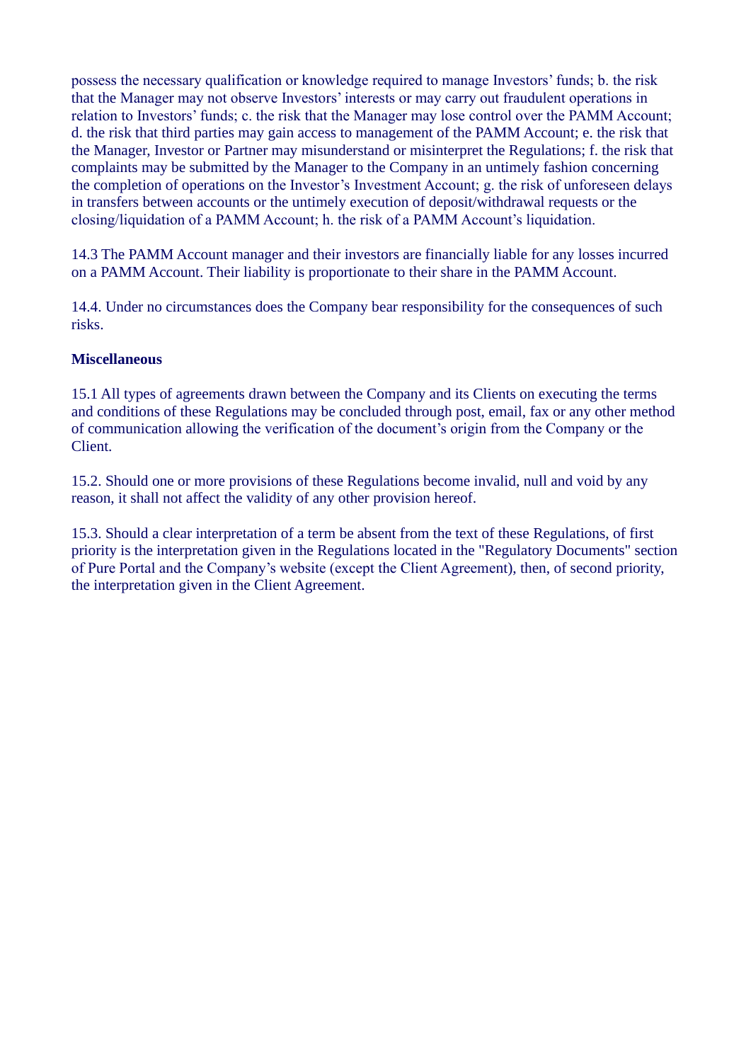possess the necessary qualification or knowledge required to manage Investors' funds; b. the risk that the Manager may not observe Investors' interests or may carry out fraudulent operations in relation to Investors' funds; c. the risk that the Manager may lose control over the PAMM Account; d. the risk that third parties may gain access to management of the PAMM Account; e. the risk that the Manager, Investor or Partner may misunderstand or misinterpret the Regulations; f. the risk that complaints may be submitted by the Manager to the Company in an untimely fashion concerning the completion of operations on the Investor's Investment Account; g. the risk of unforeseen delays in transfers between accounts or the untimely execution of deposit/withdrawal requests or the closing/liquidation of a PAMM Account; h. the risk of a PAMM Account's liquidation.

14.3 The PAMM Account manager and their investors are financially liable for any losses incurred on a PAMM Account. Their liability is proportionate to their share in the PAMM Account.

14.4. Under no circumstances does the Company bear responsibility for the consequences of such risks.

**Miscellaneous**

15.1 All types of agreements drawn between the Company and its Clients on executing the terms and conditions of these Regulations may be concluded through post, email, fax or any other method of communication allowing the verification of the document's origin from the Company or the Client.

15.2. Should one or more provisions of these Regulations become invalid, null and void by any reason, it shall not affect the validity of any other provision hereof.

15.3. Should a clear interpretation of a term be absent from the text of these Regulations, of first priority is the interpretation given in the Regulations located in the "Regulatory Documents" section of Pure Portal and the Company's website (except the Client Agreement), then, of second priority, the interpretation given in the Client Agreement.